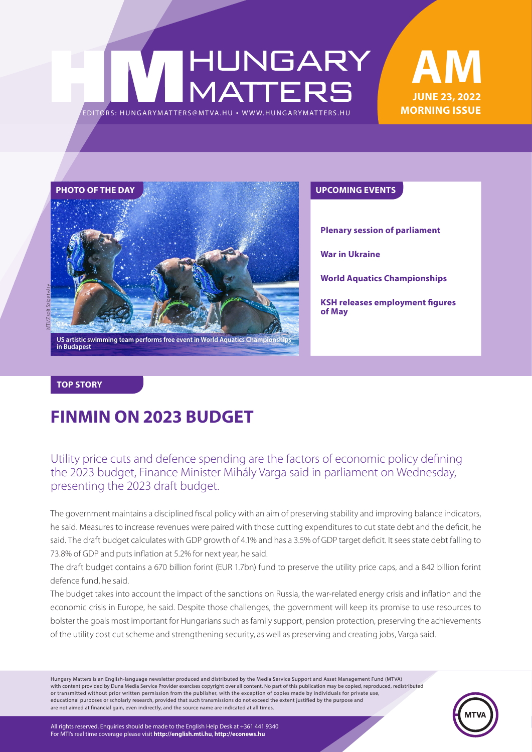# HUNGARY MATTERS

EDITORS: HUNGARYMATTERS@MTVA.HU • WWW.HUNGARYMATTERS.HU

**AM**
**JUNE 23, 2022**
**MORNING ISSUE**

## PHOTO OF THE DAY

MTI/Zsolt Szigetváry

US artistic swimming team performs free event in World Aquatics Championships in Budapest

## UPCOMING EVENTS

**Plenary session of parliament**

**War in Ukraine**

**World Aquatics Championships**

**KSH releases employment figures of May**

## TOP STORY

# FINMIN ON 2023 BUDGET

Utility price cuts and defence spending are the factors of economic policy defining the 2023 budget, Finance Minister Mihály Varga said in parliament on Wednesday, presenting the 2023 draft budget.

The government maintains a disciplined fiscal policy with an aim of preserving stability and improving balance indicators, he said. Measures to increase revenues were paired with those cutting expenditures to cut state debt and the deficit, he said. The draft budget calculates with GDP growth of 4.1% and has a 3.5% of GDP target deficit. It sees state debt falling to 73.8% of GDP and puts inflation at 5.2% for next year, he said.

The draft budget contains a 670 billion forint (EUR 1.7bn) fund to preserve the utility price caps, and a 842 billion forint defence fund, he said.

The budget takes into account the impact of the sanctions on Russia, the war-related energy crisis and inflation and the economic crisis in Europe, he said. Despite those challenges, the government will keep its promise to use resources to bolster the goals most important for Hungarians such as family support, pension protection, preserving the achievements of the utility cost cut scheme and strengthening security, as well as preserving and creating jobs, Varga said.

Hungary Matters is an English-language newsletter produced and distributed by the Media Service Support and Asset Management Fund (MTVA) with content provided by Duna Media Service Provider exercises copyright over all content. No part of this publication may be copied, reproduced, redistributed or transmitted without prior written permission from the publisher, with the exception of copies made by individuals for private use, educational purposes or scholarly research, provided that such transmissions do not exceed the extent justified by the purpose and are not aimed at financial gain, even indirectly, and the source name are indicated at all times.

All rights reserved. Enquiries should be made to the English Help Desk at +361 441 9340
For MTI's real time coverage please visit **http://english.mti.hu**, **http://econews.hu**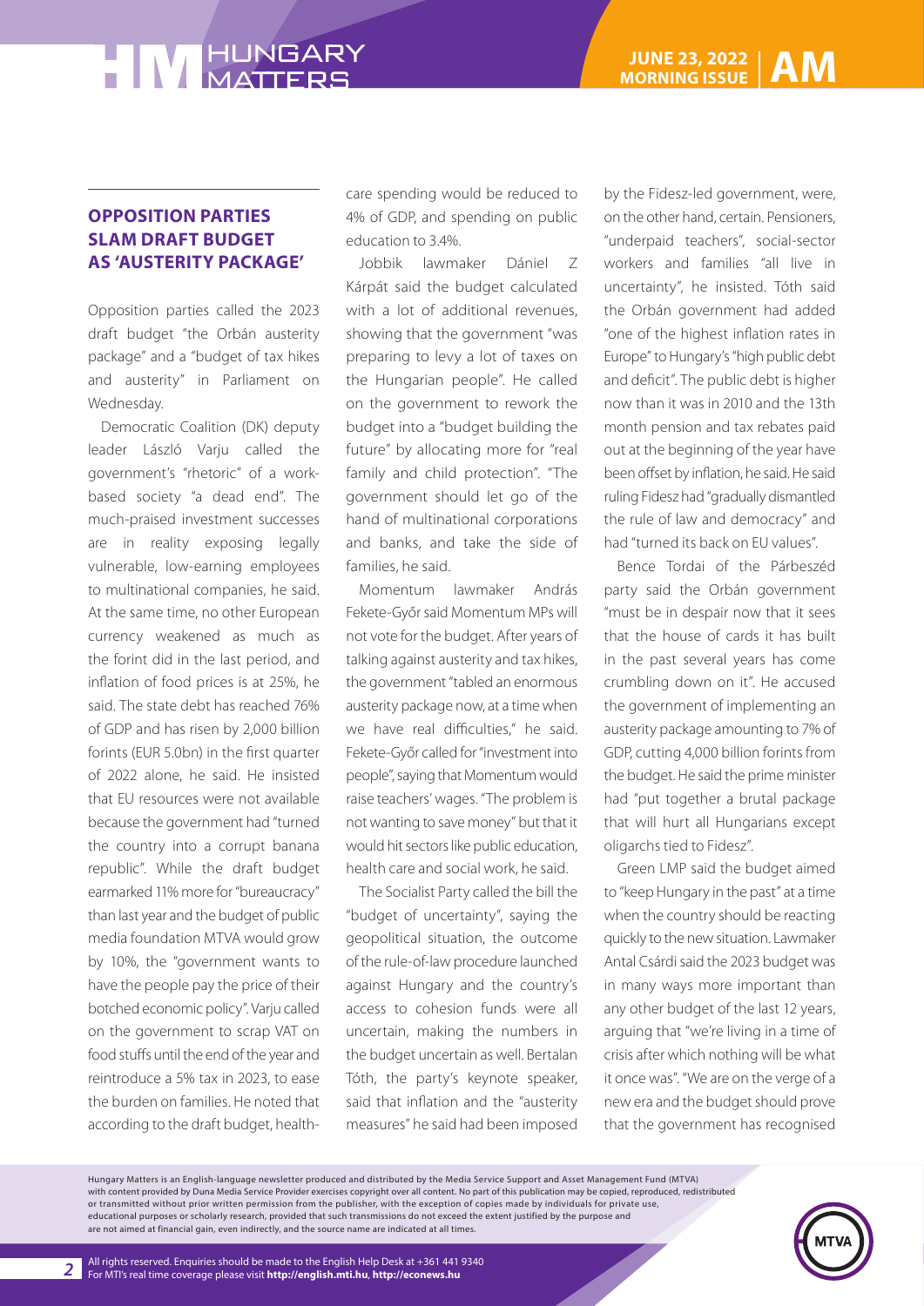## OPPOSITION PARTIES SLAM DRAFT BUDGET AS 'AUSTERITY PACKAGE'

Opposition parties called the 2023 draft budget "the Orbán austerity package" and a "budget of tax hikes and austerity" in Parliament on Wednesday.

Democratic Coalition (DK) deputy leader László Varju called the government's "rhetoric" of a work-based society "a dead end". The much-praised investment successes are in reality exposing legally vulnerable, low-earning employees to multinational companies, he said. At the same time, no other European currency weakened as much as the forint did in the last period, and inflation of food prices is at 25%, he said. The state debt has reached 76% of GDP and has risen by 2,000 billion forints (EUR 5.0bn) in the first quarter of 2022 alone, he said. He insisted that EU resources were not available because the government had "turned the country into a corrupt banana republic". While the draft budget earmarked 11% more for "bureaucracy" than last year and the budget of public media foundation MTVA would grow by 10%, the "government wants to have the people pay the price of their botched economic policy". Varju called on the government to scrap VAT on food stuffs until the end of the year and reintroduce a 5% tax in 2023, to ease the burden on families. He noted that according to the draft budget, health-care spending would be reduced to 4% of GDP, and spending on public education to 3.4%.

Jobbik lawmaker Dániel Z Kárpát said the budget calculated with a lot of additional revenues, showing that the government "was preparing to levy a lot of taxes on the Hungarian people". He called on the government to rework the budget into a "budget building the future" by allocating more for "real family and child protection". "The government should let go of the hand of multinational corporations and banks, and take the side of families, he said.

Momentum lawmaker András Fekete-Győr said Momentum MPs will not vote for the budget. After years of talking against austerity and tax hikes, the government "tabled an enormous austerity package now, at a time when we have real difficulties," he said. Fekete-Győr called for "investment into people", saying that Momentum would raise teachers' wages. "The problem is not wanting to save money" but that it would hit sectors like public education, health care and social work, he said.

The Socialist Party called the bill the "budget of uncertainty", saying the geopolitical situation, the outcome of the rule-of-law procedure launched against Hungary and the country's access to cohesion funds were all uncertain, making the numbers in the budget uncertain as well. Bertalan Tóth, the party's keynote speaker, said that inflation and the "austerity measures" he said had been imposed by the Fidesz-led government, were, on the other hand, certain. Pensioners, "underpaid teachers", social-sector workers and families "all live in uncertainty", he insisted. Tóth said the Orbán government had added "one of the highest inflation rates in Europe" to Hungary's "high public debt and deficit". The public debt is higher now than it was in 2010 and the 13th month pension and tax rebates paid out at the beginning of the year have been offset by inflation, he said. He said ruling Fidesz had "gradually dismantled the rule of law and democracy" and had "turned its back on EU values".

Bence Tordai of the Párbeszéd party said the Orbán government "must be in despair now that it sees that the house of cards it has built in the past several years has come crumbling down on it". He accused the government of implementing an austerity package amounting to 7% of GDP, cutting 4,000 billion forints from the budget. He said the prime minister had "put together a brutal package that will hurt all Hungarians except oligarchs tied to Fidesz".

Green LMP said the budget aimed to "keep Hungary in the past" at a time when the country should be reacting quickly to the new situation. Lawmaker Antal Csárdi said the 2023 budget was in many ways more important than any other budget of the last 12 years, arguing that "we're living in a time of crisis after which nothing will be what it once was". "We are on the verge of a new era and the budget should prove that the government has recognised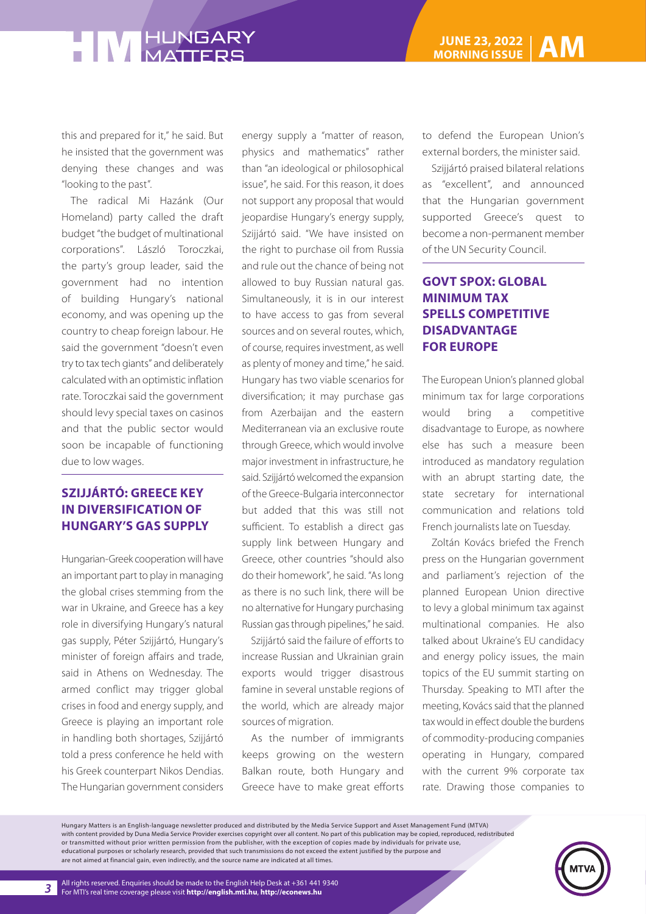this and prepared for it," he said. But he insisted that the government was denying these changes and was "looking to the past".

The radical Mi Hazánk (Our Homeland) party called the draft budget "the budget of multinational corporations". László Toroczkai, the party's group leader, said the government had no intention of building Hungary's national economy, and was opening up the country to cheap foreign labour. He said the government "doesn't even try to tax tech giants" and deliberately calculated with an optimistic inflation rate. Toroczkai said the government should levy special taxes on casinos and that the public sector would soon be incapable of functioning due to low wages.

## SZIJJÁRTÓ: GREECE KEY IN DIVERSIFICATION OF HUNGARY'S GAS SUPPLY

Hungarian-Greek cooperation will have an important part to play in managing the global crises stemming from the war in Ukraine, and Greece has a key role in diversifying Hungary's natural gas supply, Péter Szijjártó, Hungary's minister of foreign affairs and trade, said in Athens on Wednesday. The armed conflict may trigger global crises in food and energy supply, and Greece is playing an important role in handling both shortages, Szijjártó told a press conference he held with his Greek counterpart Nikos Dendias. The Hungarian government considers energy supply a "matter of reason, physics and mathematics" rather than "an ideological or philosophical issue", he said. For this reason, it does not support any proposal that would jeopardise Hungary's energy supply, Szijjártó said. "We have insisted on the right to purchase oil from Russia and rule out the chance of being not allowed to buy Russian natural gas. Simultaneously, it is in our interest to have access to gas from several sources and on several routes, which, of course, requires investment, as well as plenty of money and time," he said. Hungary has two viable scenarios for diversification; it may purchase gas from Azerbaijan and the eastern Mediterranean via an exclusive route through Greece, which would involve major investment in infrastructure, he said. Szijjártó welcomed the expansion of the Greece-Bulgaria interconnector but added that this was still not sufficient. To establish a direct gas supply link between Hungary and Greece, other countries "should also do their homework", he said. "As long as there is no such link, there will be no alternative for Hungary purchasing Russian gas through pipelines," he said.

Szijjártó said the failure of efforts to increase Russian and Ukrainian grain exports would trigger disastrous famine in several unstable regions of the world, which are already major sources of migration.

As the number of immigrants keeps growing on the western Balkan route, both Hungary and Greece have to make great efforts to defend the European Union's external borders, the minister said.

Szijjártó praised bilateral relations as "excellent", and announced that the Hungarian government supported Greece's quest to become a non-permanent member of the UN Security Council.

## GOVT SPOX: GLOBAL MINIMUM TAX SPELLS COMPETITIVE DISADVANTAGE FOR EUROPE

The European Union's planned global minimum tax for large corporations would bring a competitive disadvantage to Europe, as nowhere else has such a measure been introduced as mandatory regulation with an abrupt starting date, the state secretary for international communication and relations told French journalists late on Tuesday.

Zoltán Kovács briefed the French press on the Hungarian government and parliament's rejection of the planned European Union directive to levy a global minimum tax against multinational companies. He also talked about Ukraine's EU candidacy and energy policy issues, the main topics of the EU summit starting on Thursday. Speaking to MTI after the meeting, Kovács said that the planned tax would in effect double the burdens of commodity-producing companies operating in Hungary, compared with the current 9% corporate tax rate. Drawing those companies to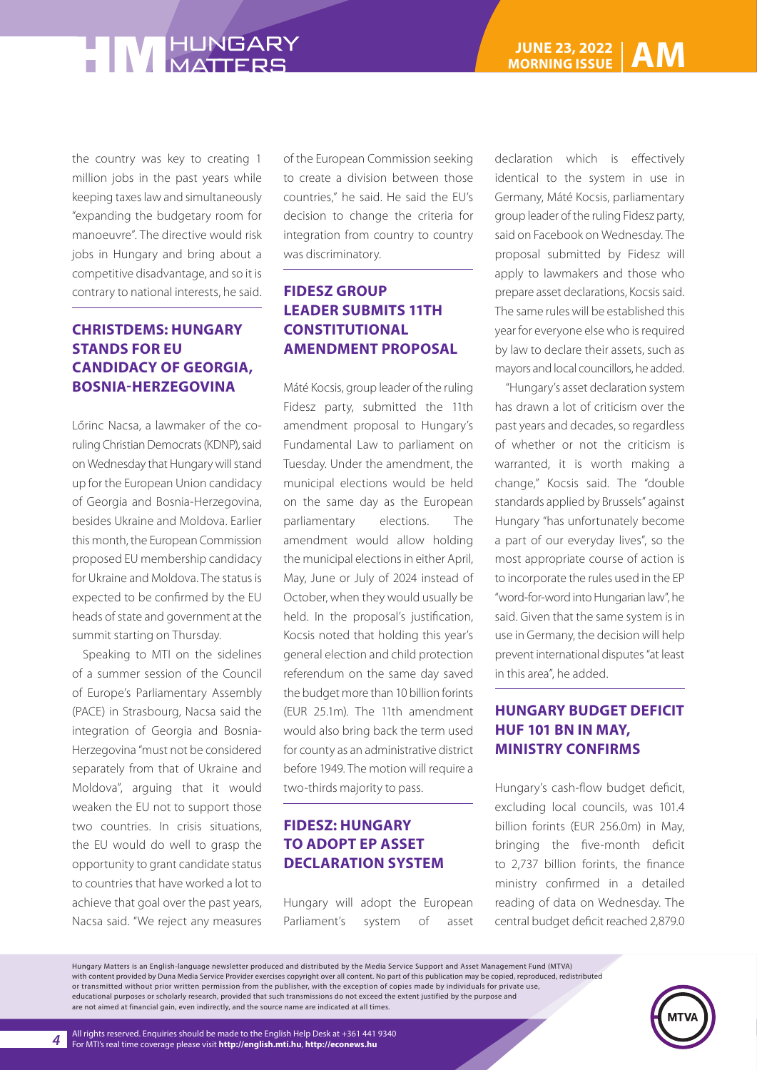the country was key to creating 1 million jobs in the past years while keeping taxes law and simultaneously "expanding the budgetary room for manoeuvre". The directive would risk jobs in Hungary and bring about a competitive disadvantage, and so it is contrary to national interests, he said.

## CHRISTDEMS: HUNGARY STANDS FOR EU CANDIDACY OF GEORGIA, BOSNIA-HERZEGOVINA

Lőrinc Nacsa, a lawmaker of the co-ruling Christian Democrats (KDNP), said on Wednesday that Hungary will stand up for the European Union candidacy of Georgia and Bosnia-Herzegovina, besides Ukraine and Moldova. Earlier this month, the European Commission proposed EU membership candidacy for Ukraine and Moldova. The status is expected to be confirmed by the EU heads of state and government at the summit starting on Thursday.

Speaking to MTI on the sidelines of a summer session of the Council of Europe's Parliamentary Assembly (PACE) in Strasbourg, Nacsa said the integration of Georgia and Bosnia-Herzegovina "must not be considered separately from that of Ukraine and Moldova", arguing that it would weaken the EU not to support those two countries. In crisis situations, the EU would do well to grasp the opportunity to grant candidate status to countries that have worked a lot to achieve that goal over the past years, Nacsa said. "We reject any measures of the European Commission seeking to create a division between those countries," he said. He said the EU's decision to change the criteria for integration from country to country was discriminatory.

## FIDESZ GROUP LEADER SUBMITS 11TH CONSTITUTIONAL AMENDMENT PROPOSAL

Máté Kocsis, group leader of the ruling Fidesz party, submitted the 11th amendment proposal to Hungary's Fundamental Law to parliament on Tuesday. Under the amendment, the municipal elections would be held on the same day as the European parliamentary elections. The amendment would allow holding the municipal elections in either April, May, June or July of 2024 instead of October, when they would usually be held. In the proposal's justification, Kocsis noted that holding this year's general election and child protection referendum on the same day saved the budget more than 10 billion forints (EUR 25.1m). The 11th amendment would also bring back the term used for county as an administrative district before 1949. The motion will require a two-thirds majority to pass.

## FIDESZ: HUNGARY TO ADOPT EP ASSET DECLARATION SYSTEM

Hungary will adopt the European Parliament's system of asset declaration which is effectively identical to the system in use in Germany, Máté Kocsis, parliamentary group leader of the ruling Fidesz party, said on Facebook on Wednesday. The proposal submitted by Fidesz will apply to lawmakers and those who prepare asset declarations, Kocsis said. The same rules will be established this year for everyone else who is required by law to declare their assets, such as mayors and local councillors, he added.

"Hungary's asset declaration system has drawn a lot of criticism over the past years and decades, so regardless of whether or not the criticism is warranted, it is worth making a change," Kocsis said. The "double standards applied by Brussels" against Hungary "has unfortunately become a part of our everyday lives", so the most appropriate course of action is to incorporate the rules used in the EP "word-for-word into Hungarian law", he said. Given that the same system is in use in Germany, the decision will help prevent international disputes "at least in this area", he added.

## HUNGARY BUDGET DEFICIT HUF 101 BN IN MAY, MINISTRY CONFIRMS

Hungary's cash-flow budget deficit, excluding local councils, was 101.4 billion forints (EUR 256.0m) in May, bringing the five-month deficit to 2,737 billion forints, the finance ministry confirmed in a detailed reading of data on Wednesday. The central budget deficit reached 2,879.0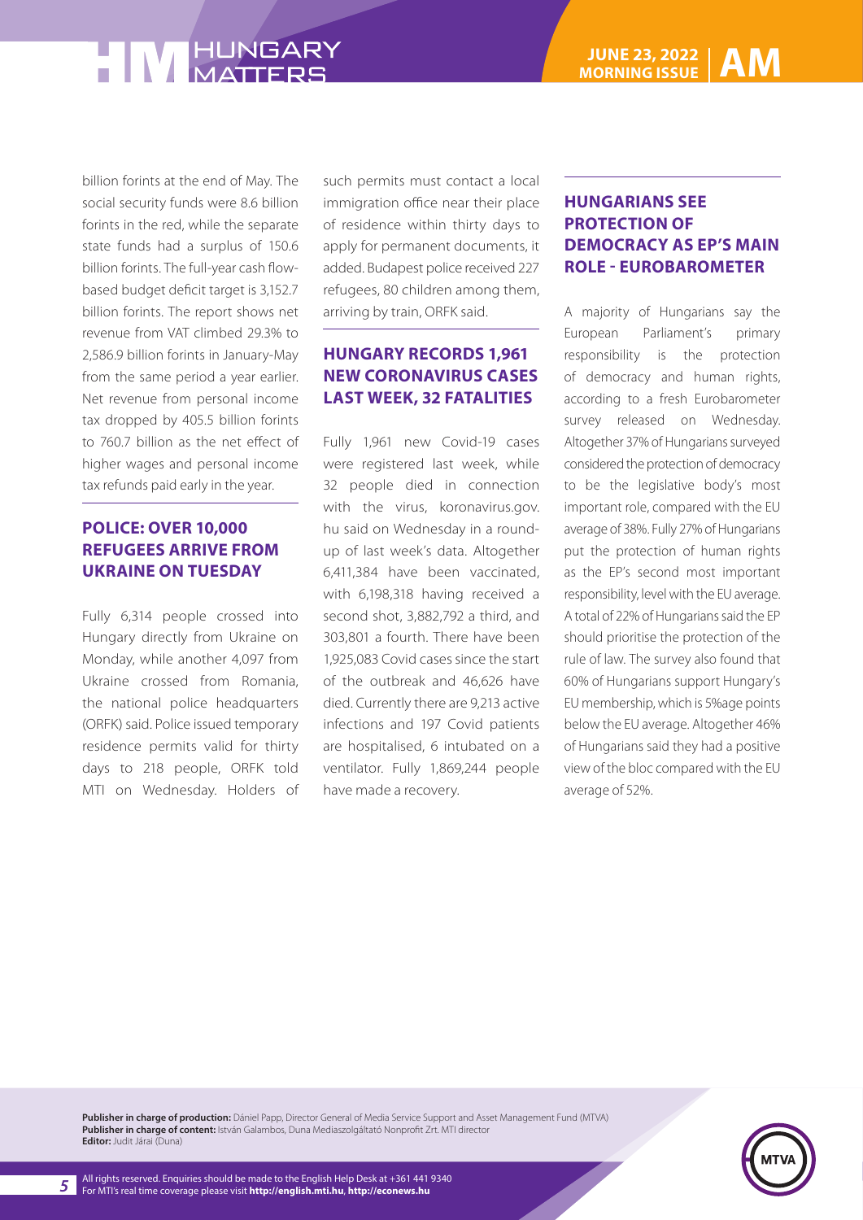billion forints at the end of May. The social security funds were 8.6 billion forints in the red, while the separate state funds had a surplus of 150.6 billion forints. The full-year cash flow-based budget deficit target is 3,152.7 billion forints. The report shows net revenue from VAT climbed 29.3% to 2,586.9 billion forints in January-May from the same period a year earlier. Net revenue from personal income tax dropped by 405.5 billion forints to 760.7 billion as the net effect of higher wages and personal income tax refunds paid early in the year.

## POLICE: OVER 10,000 REFUGEES ARRIVE FROM UKRAINE ON TUESDAY

Fully 6,314 people crossed into Hungary directly from Ukraine on Monday, while another 4,097 from Ukraine crossed from Romania, the national police headquarters (ORFK) said. Police issued temporary residence permits valid for thirty days to 218 people, ORFK told MTI on Wednesday. Holders of such permits must contact a local immigration office near their place of residence within thirty days to apply for permanent documents, it added. Budapest police received 227 refugees, 80 children among them, arriving by train, ORFK said.

## HUNGARY RECORDS 1,961 NEW CORONAVIRUS CASES LAST WEEK, 32 FATALITIES

Fully 1,961 new Covid-19 cases were registered last week, while 32 people died in connection with the virus, koronavirus.gov.hu said on Wednesday in a round-up of last week's data. Altogether 6,411,384 have been vaccinated, with 6,198,318 having received a second shot, 3,882,792 a third, and 303,801 a fourth. There have been 1,925,083 Covid cases since the start of the outbreak and 46,626 have died. Currently there are 9,213 active infections and 197 Covid patients are hospitalised, 6 intubated on a ventilator. Fully 1,869,244 people have made a recovery.

## HUNGARIANS SEE PROTECTION OF DEMOCRACY AS EP'S MAIN ROLE - EUROBAROMETER

A majority of Hungarians say the European Parliament's primary responsibility is the protection of democracy and human rights, according to a fresh Eurobarometer survey released on Wednesday. Altogether 37% of Hungarians surveyed considered the protection of democracy to be the legislative body's most important role, compared with the EU average of 38%. Fully 27% of Hungarians put the protection of human rights as the EP's second most important responsibility, level with the EU average. A total of 22% of Hungarians said the EP should prioritise the protection of the rule of law. The survey also found that 60% of Hungarians support Hungary's EU membership, which is 5%age points below the EU average. Altogether 46% of Hungarians said they had a positive view of the bloc compared with the EU average of 52%.

**Publisher in charge of production:** Dániel Papp, Director General of Media Service Support and Asset Management Fund (MTVA)
**Publisher in charge of content:** István Galambos, Duna Mediaszolgáltató Nonprofit Zrt. MTI director
**Editor:** Judit Járai (Duna)

All rights reserved. Enquiries should be made to the English Help Desk at +361 441 9340
For MTI's real time coverage please visit **http://english.mti.hu**, **http://econews.hu**